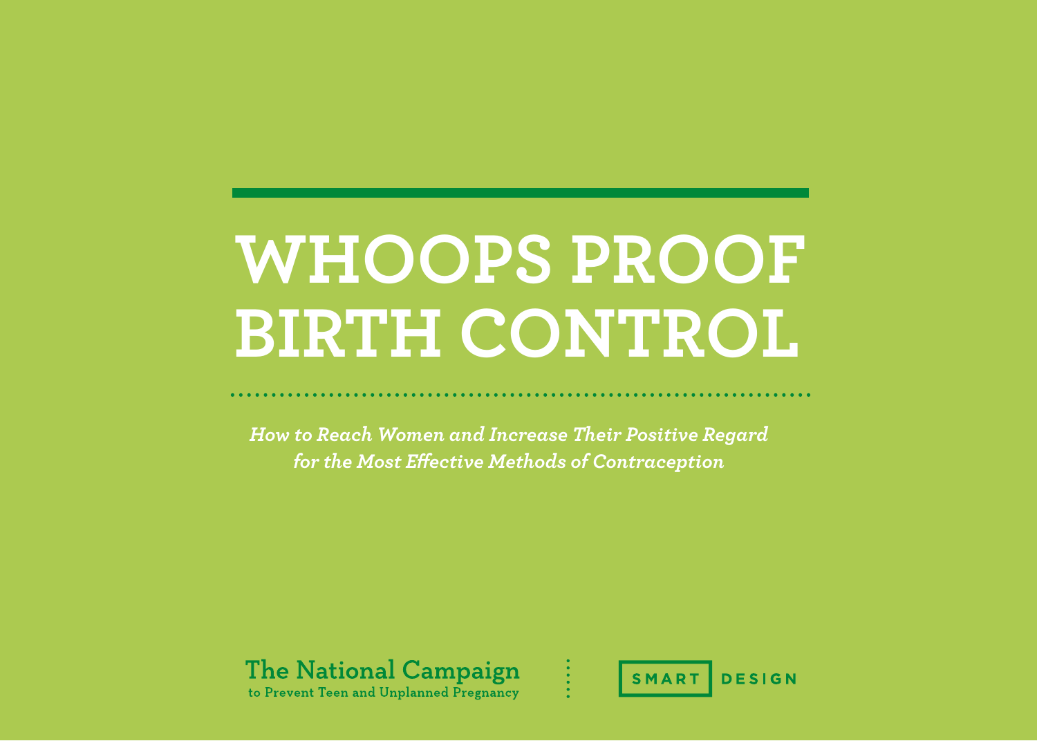# WHOOPS PROOF BIRTH CONTROL

*How to Reach Women and Increase Their Positive Regard for the Most Effective Methods of Contraception*

**The National Campaign**
**to Prevent Teen and Unplanned Pregnancy**

**SMART DESIGN**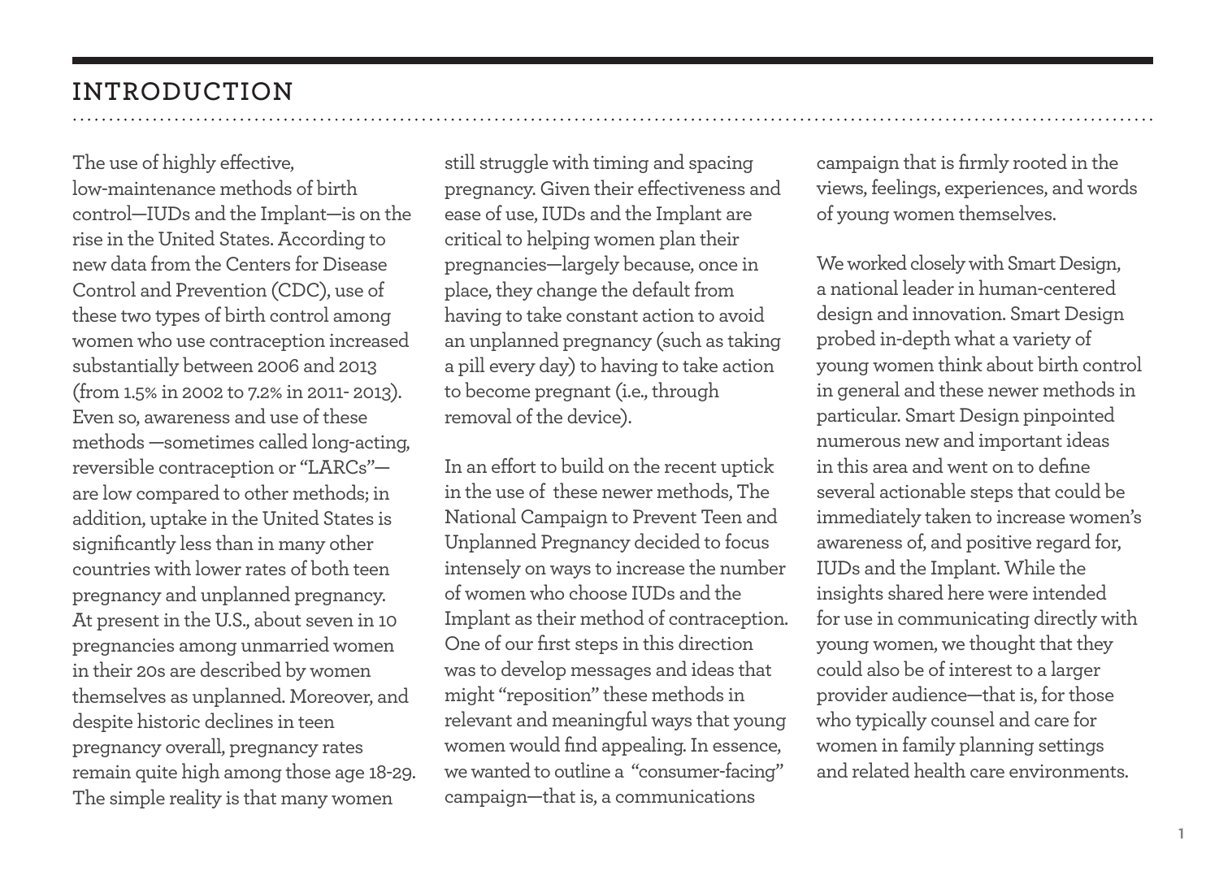# INTRODUCTION

The use of highly effective, low-maintenance methods of birth control—IUDs and the Implant—is on the rise in the United States. According to new data from the Centers for Disease Control and Prevention (CDC), use of these two types of birth control among women who use contraception increased substantially between 2006 and 2013 (from 1.5% in 2002 to 7.2% in 2011- 2013). Even so, awareness and use of these methods —sometimes called long-acting, reversible contraception or "LARCs"—are low compared to other methods; in addition, uptake in the United States is significantly less than in many other countries with lower rates of both teen pregnancy and unplanned pregnancy. At present in the U.S., about seven in 10 pregnancies among unmarried women in their 20s are described by women themselves as unplanned. Moreover, and despite historic declines in teen pregnancy overall, pregnancy rates remain quite high among those age 18-29. The simple reality is that many women still struggle with timing and spacing pregnancy. Given their effectiveness and ease of use, IUDs and the Implant are critical to helping women plan their pregnancies—largely because, once in place, they change the default from having to take constant action to avoid an unplanned pregnancy (such as taking a pill every day) to having to take action to become pregnant (i.e., through removal of the device).

In an effort to build on the recent uptick in the use of these newer methods, The National Campaign to Prevent Teen and Unplanned Pregnancy decided to focus intensely on ways to increase the number of women who choose IUDs and the Implant as their method of contraception. One of our first steps in this direction was to develop messages and ideas that might "reposition" these methods in relevant and meaningful ways that young women would find appealing. In essence, we wanted to outline a "consumer-facing" campaign—that is, a communications campaign that is firmly rooted in the views, feelings, experiences, and words of young women themselves.

We worked closely with Smart Design, a national leader in human-centered design and innovation. Smart Design probed in-depth what a variety of young women think about birth control in general and these newer methods in particular. Smart Design pinpointed numerous new and important ideas in this area and went on to define several actionable steps that could be immediately taken to increase women's awareness of, and positive regard for, IUDs and the Implant. While the insights shared here were intended for use in communicating directly with young women, we thought that they could also be of interest to a larger provider audience—that is, for those who typically counsel and care for women in family planning settings and related health care environments.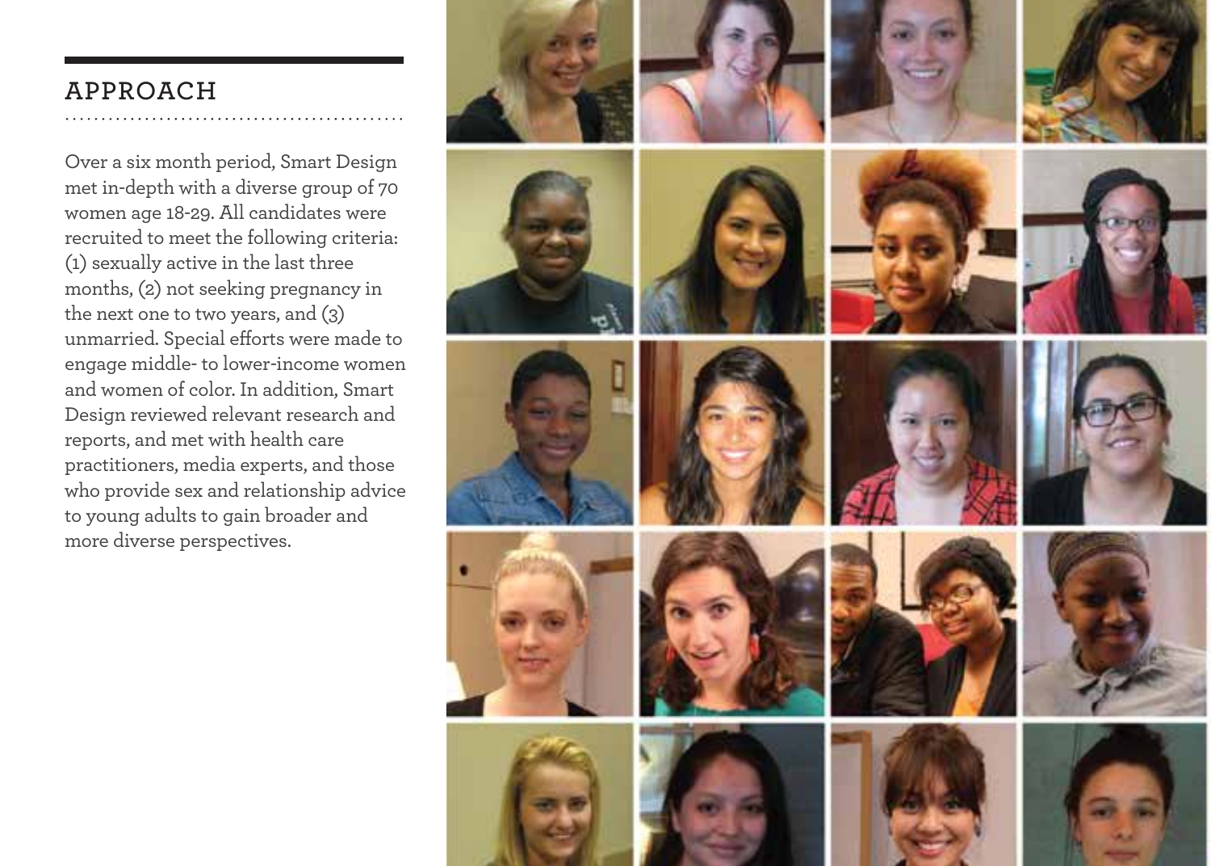## APPROACH

Over a six month period, Smart Design met in-depth with a diverse group of 70 women age 18-29. All candidates were recruited to meet the following criteria: (1) sexually active in the last three months, (2) not seeking pregnancy in the next one to two years, and (3) unmarried. Special efforts were made to engage middle- to lower-income women and women of color. In addition, Smart Design reviewed relevant research and reports, and met with health care practitioners, media experts, and those who provide sex and relationship advice to young adults to gain broader and more diverse perspectives.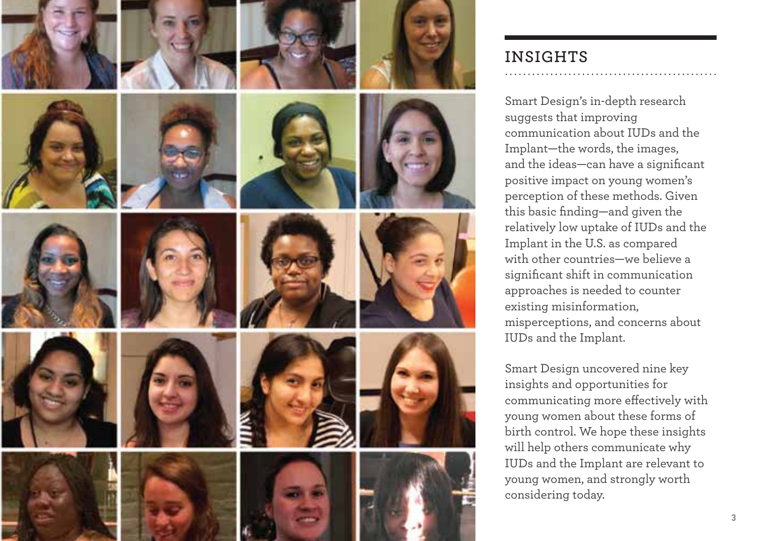## INSIGHTS

Smart Design's in-depth research suggests that improving communication about IUDs and the Implant—the words, the images, and the ideas—can have a significant positive impact on young women's perception of these methods. Given this basic finding—and given the relatively low uptake of IUDs and the Implant in the U.S. as compared with other countries—we believe a significant shift in communication approaches is needed to counter existing misinformation, misperceptions, and concerns about IUDs and the Implant.

Smart Design uncovered nine key insights and opportunities for communicating more effectively with young women about these forms of birth control. We hope these insights will help others communicate why IUDs and the Implant are relevant to young women, and strongly worth considering today.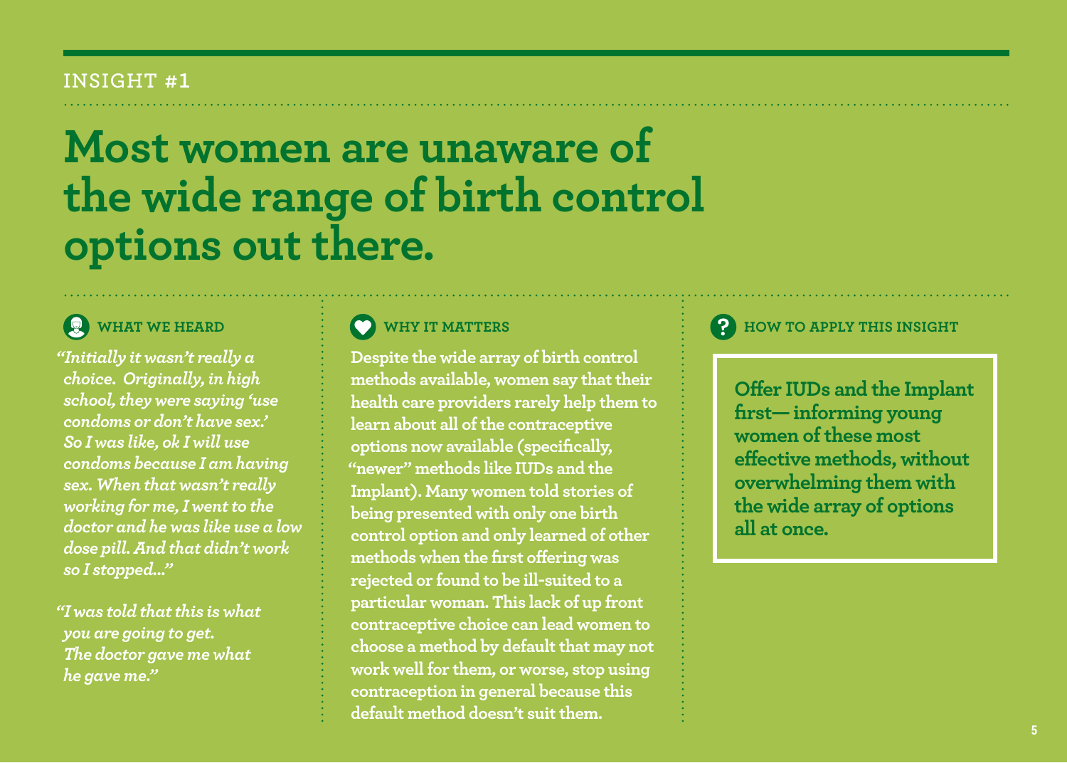INSIGHT #1

# Most women are unaware of the wide range of birth control options out there.

### WHAT WE HEARD

*"Initially it wasn't really a choice. Originally, in high school, they were saying 'use condoms or don't have sex.' So I was like, ok I will use condoms because I am having sex. When that wasn't really working for me, I went to the doctor and he was like use a low dose pill. And that didn't work so I stopped..."*

*"I was told that this is what you are going to get. The doctor gave me what he gave me."*

### WHY IT MATTERS

Despite the wide array of birth control methods available, women say that their health care providers rarely help them to learn about all of the contraceptive options now available (specifically, "newer" methods like IUDs and the Implant). Many women told stories of being presented with only one birth control option and only learned of other methods when the first offering was rejected or found to be ill-suited to a particular woman. This lack of up front contraceptive choice can lead women to choose a method by default that may not work well for them, or worse, stop using contraception in general because this default method doesn't suit them.

### HOW TO APPLY THIS INSIGHT

**Offer IUDs and the Implant first— informing young women of these most effective methods, without overwhelming them with the wide array of options all at once.**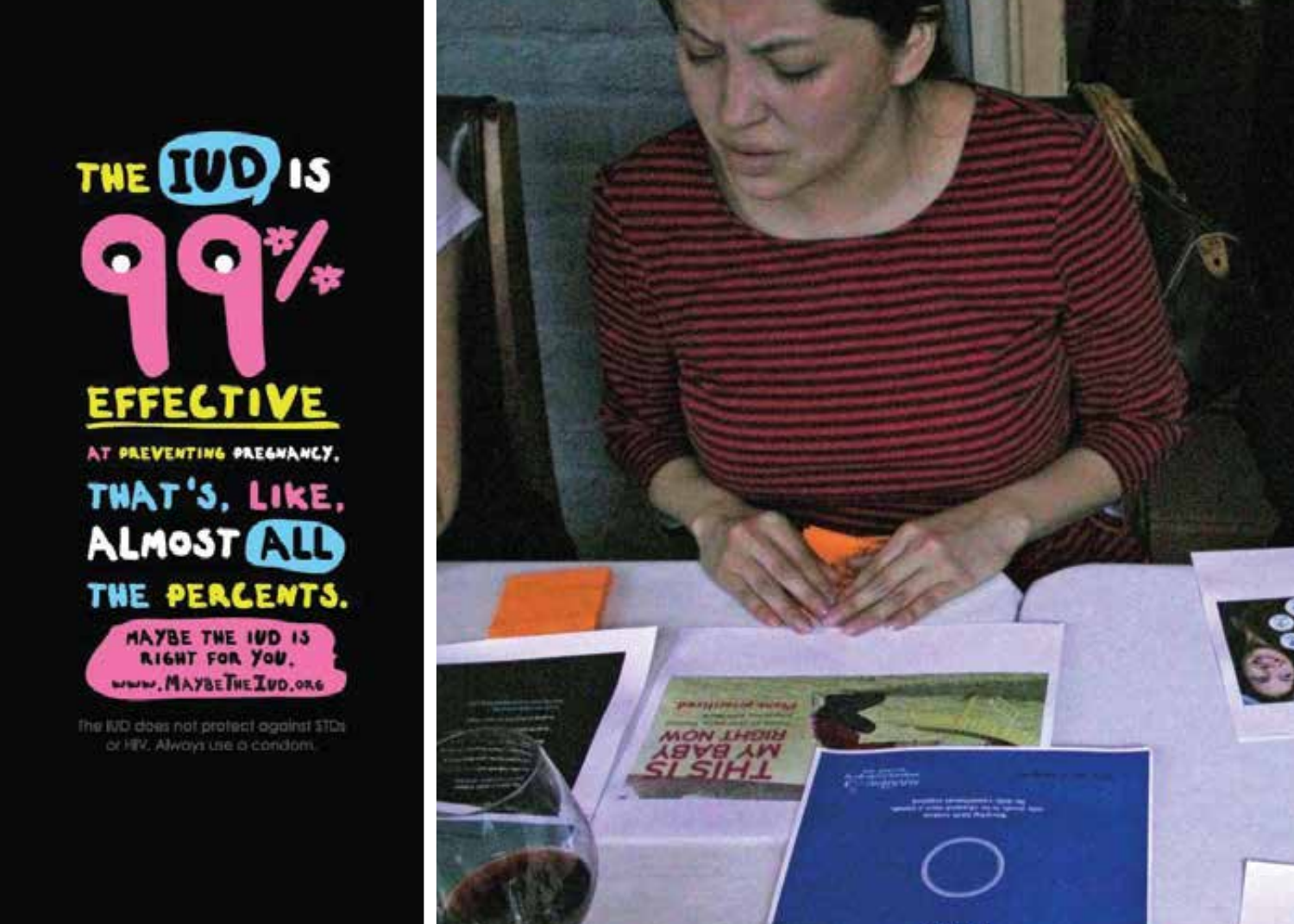THE IUD IS 99%* EFFECTIVE

AT PREVENTING PREGNANCY.

THAT'S, LIKE, ALMOST ALL THE PERCENTS.

MAYBE THE IUD IS RIGHT FOR YOU.
WWW.MAYBETHEIUD.ORG

The IUD does not protect against STDs or HIV. Always use a condom.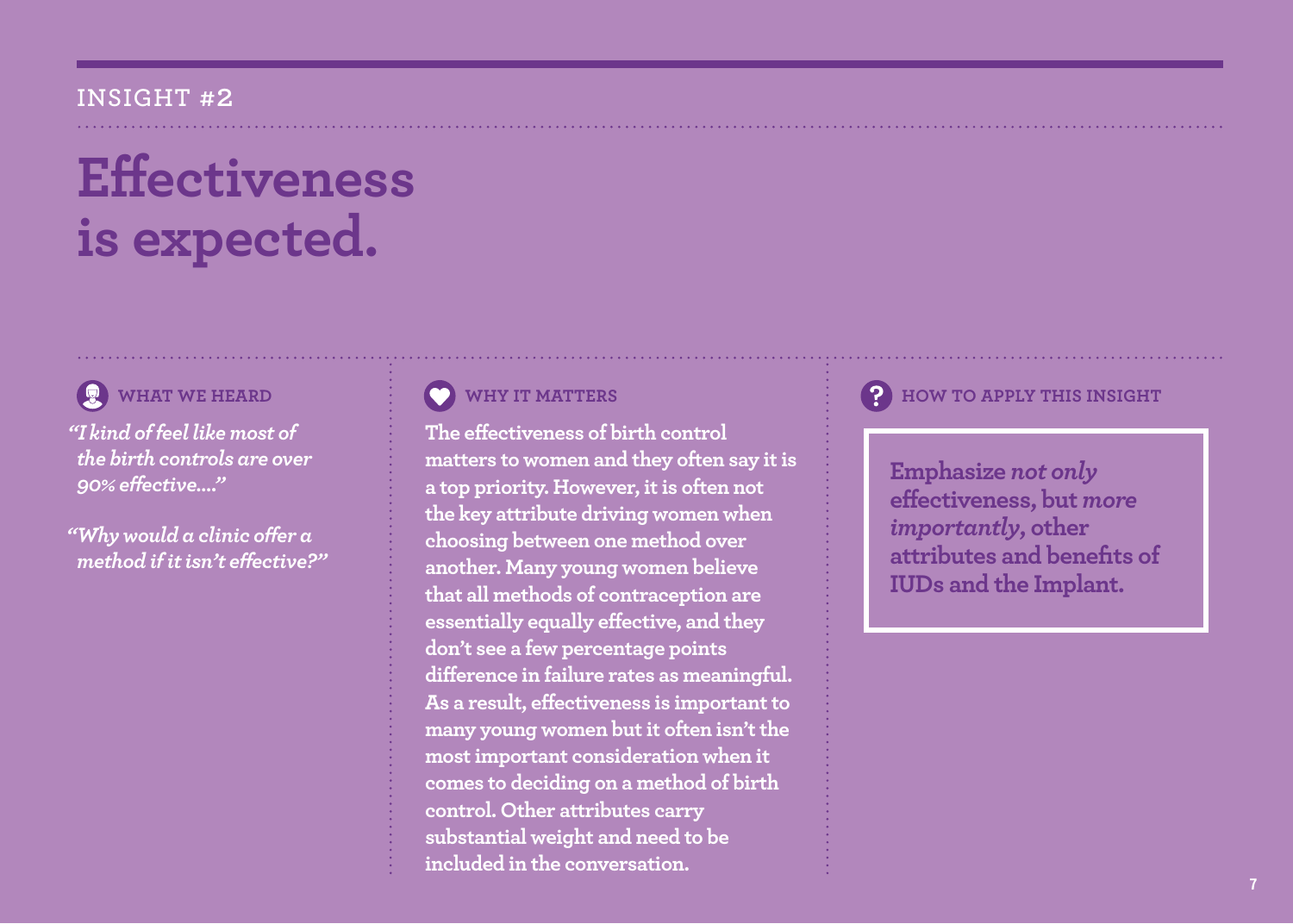INSIGHT #2

# Effectiveness is expected.

### WHAT WE HEARD

*"I kind of feel like most of the birth controls are over 90% effective...."*

*"Why would a clinic offer a method if it isn't effective?"*

### WHY IT MATTERS

The effectiveness of birth control matters to women and they often say it is a top priority. However, it is often not the key attribute driving women when choosing between one method over another. Many young women believe that all methods of contraception are essentially equally effective, and they don't see a few percentage points difference in failure rates as meaningful. As a result, effectiveness is important to many young women but it often isn't the most important consideration when it comes to deciding on a method of birth control. Other attributes carry substantial weight and need to be included in the conversation.

### HOW TO APPLY THIS INSIGHT

**Emphasize *not only* effectiveness, but *more importantly*, other attributes and benefits of IUDs and the Implant.**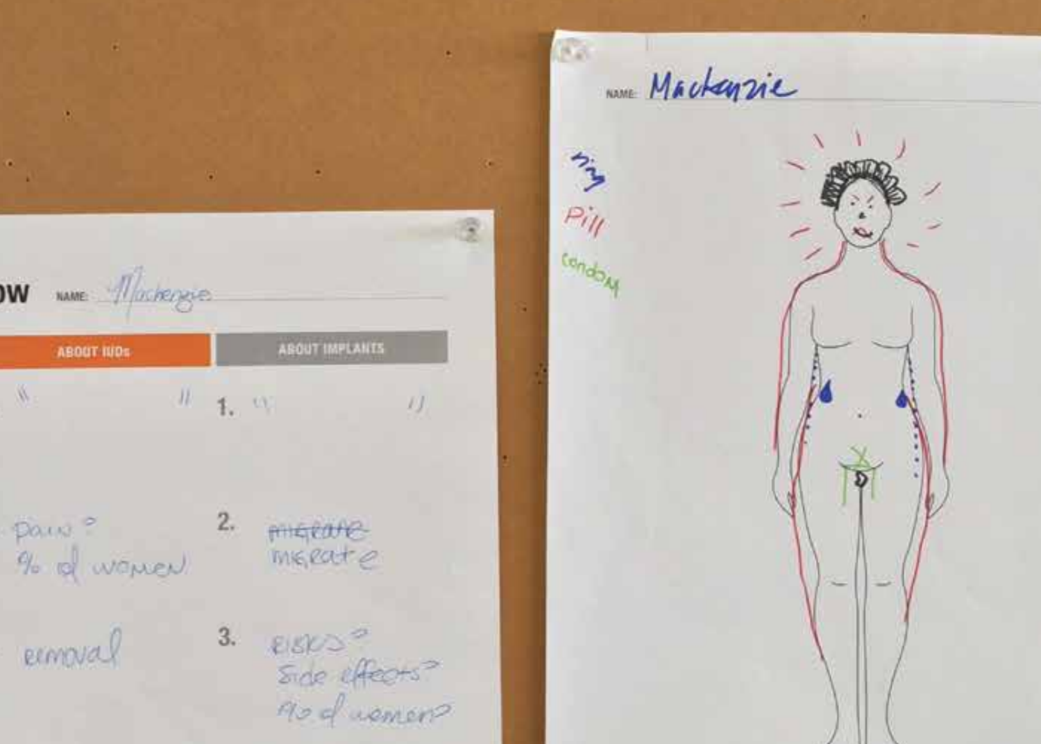OW NAME: Mackenzie

| ABOUT IUDs | ABOUT IMPLANTS |
| --- | --- |
| " " | 1. " " |
| pain? % of women | 2. ~~migrate~~ migrate |
| removal | 3. risks? Side effects? % of women? |

NAME: Mackenzie

ring

Pill

condom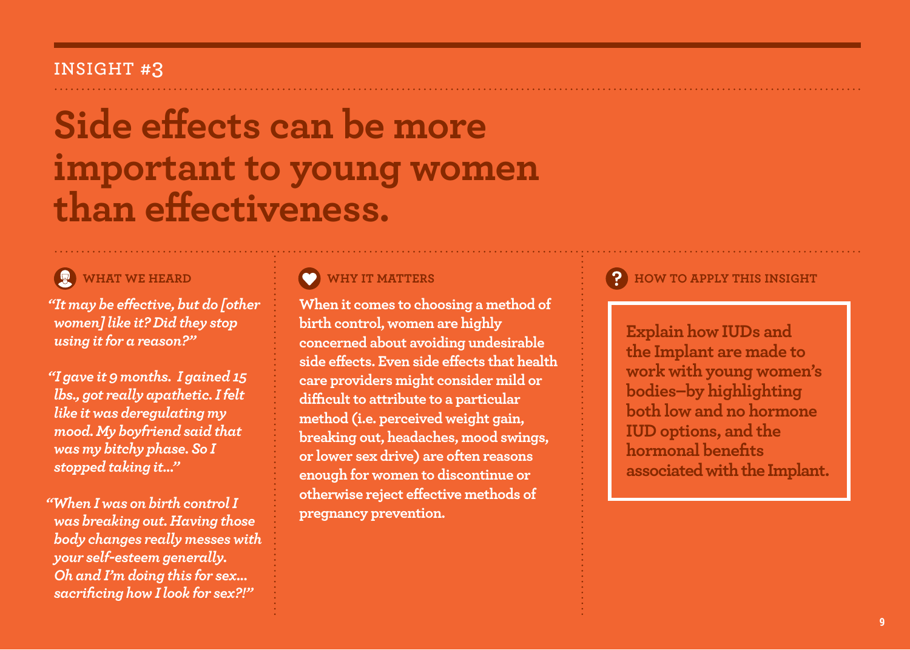INSIGHT #3

# Side effects can be more important to young women than effectiveness.

### WHAT WE HEARD

*"It may be effective, but do [other women] like it? Did they stop using it for a reason?"*

*"I gave it 9 months. I gained 15 lbs., got really apathetic. I felt like it was deregulating my mood. My boyfriend said that was my bitchy phase. So I stopped taking it..."*

*"When I was on birth control I was breaking out. Having those body changes really messes with your self-esteem generally. Oh and I'm doing this for sex... sacrificing how I look for sex?!"*

### WHY IT MATTERS

When it comes to choosing a method of birth control, women are highly concerned about avoiding undesirable side effects. Even side effects that health care providers might consider mild or difficult to attribute to a particular method (i.e. perceived weight gain, breaking out, headaches, mood swings, or lower sex drive) are often reasons enough for women to discontinue or otherwise reject effective methods of pregnancy prevention.

### HOW TO APPLY THIS INSIGHT

**Explain how IUDs and the Implant are made to work with young women's bodies–by highlighting both low and no hormone IUD options, and the hormonal benefits associated with the Implant.**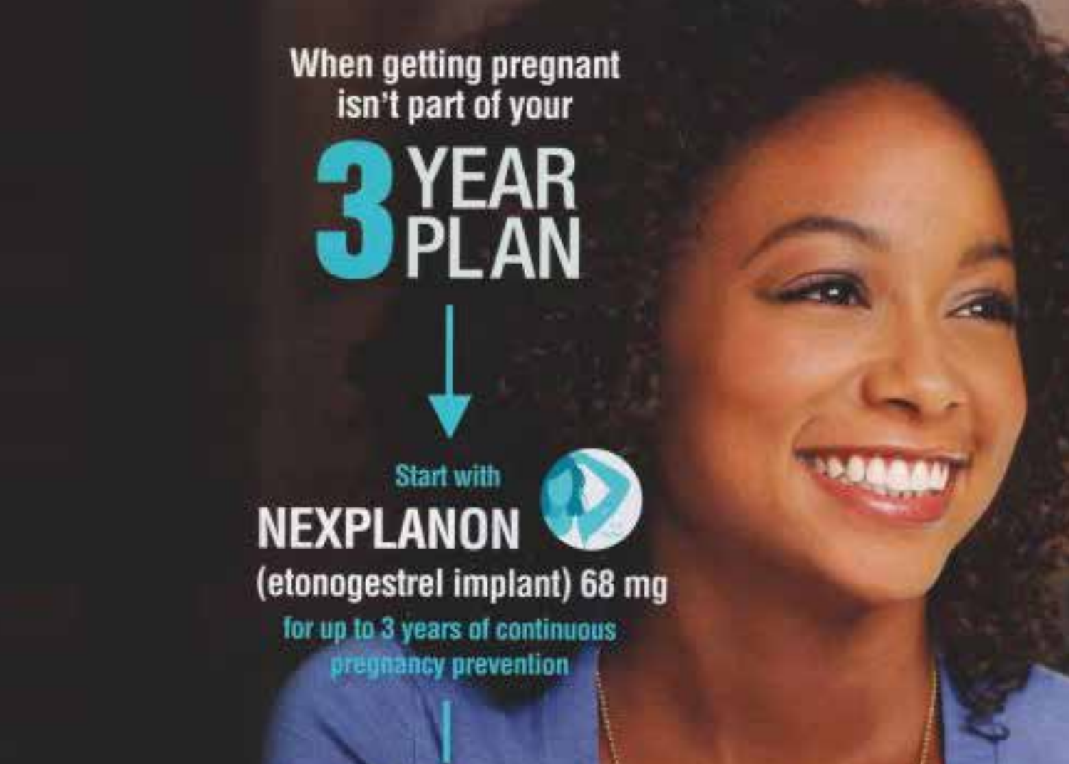When getting pregnant isn't part of your

# 3 YEAR PLAN

Start with

## NEXPLANON

(etonogestrel implant) 68 mg

for up to 3 years of continuous pregnancy prevention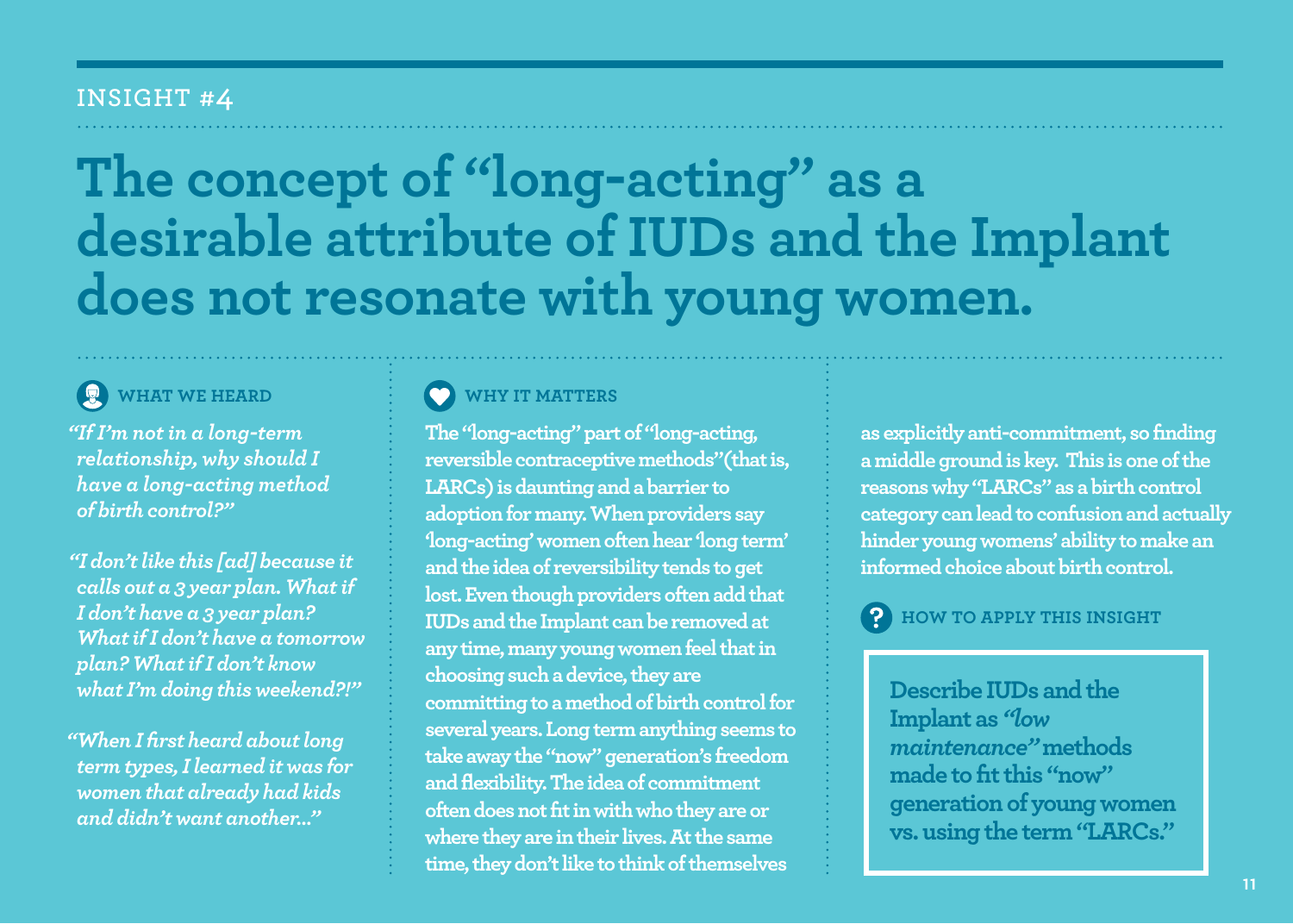INSIGHT #4

# The concept of "long-acting" as a desirable attribute of IUDs and the Implant does not resonate with young women.

### WHAT WE HEARD

*"If I'm not in a long-term relationship, why should I have a long-acting method of birth control?"*

*"I don't like this [ad] because it calls out a 3 year plan. What if I don't have a 3 year plan? What if I don't have a tomorrow plan? What if I don't know what I'm doing this weekend?!"*

*"When I first heard about long term types, I learned it was for women that already had kids and didn't want another..."*

### WHY IT MATTERS

The "long-acting" part of "long-acting, reversible contraceptive methods" (that is, LARCs) is daunting and a barrier to adoption for many. When providers say 'long-acting' women often hear 'long term' and the idea of reversibility tends to get lost. Even though providers often add that IUDs and the Implant can be removed at any time, many young women feel that in choosing such a device, they are committing to a method of birth control for several years. Long term anything seems to take away the "now" generation's freedom and flexibility. The idea of commitment often does not fit in with who they are or where they are in their lives. At the same time, they don't like to think of themselves as explicitly anti-commitment, so finding a middle ground is key. This is one of the reasons why "LARCs" as a birth control category can lead to confusion and actually hinder young womens' ability to make an informed choice about birth control.

### HOW TO APPLY THIS INSIGHT

**Describe IUDs and the Implant as *"low maintenance"* methods made to fit this "now" generation of young women vs. using the term "LARCs."**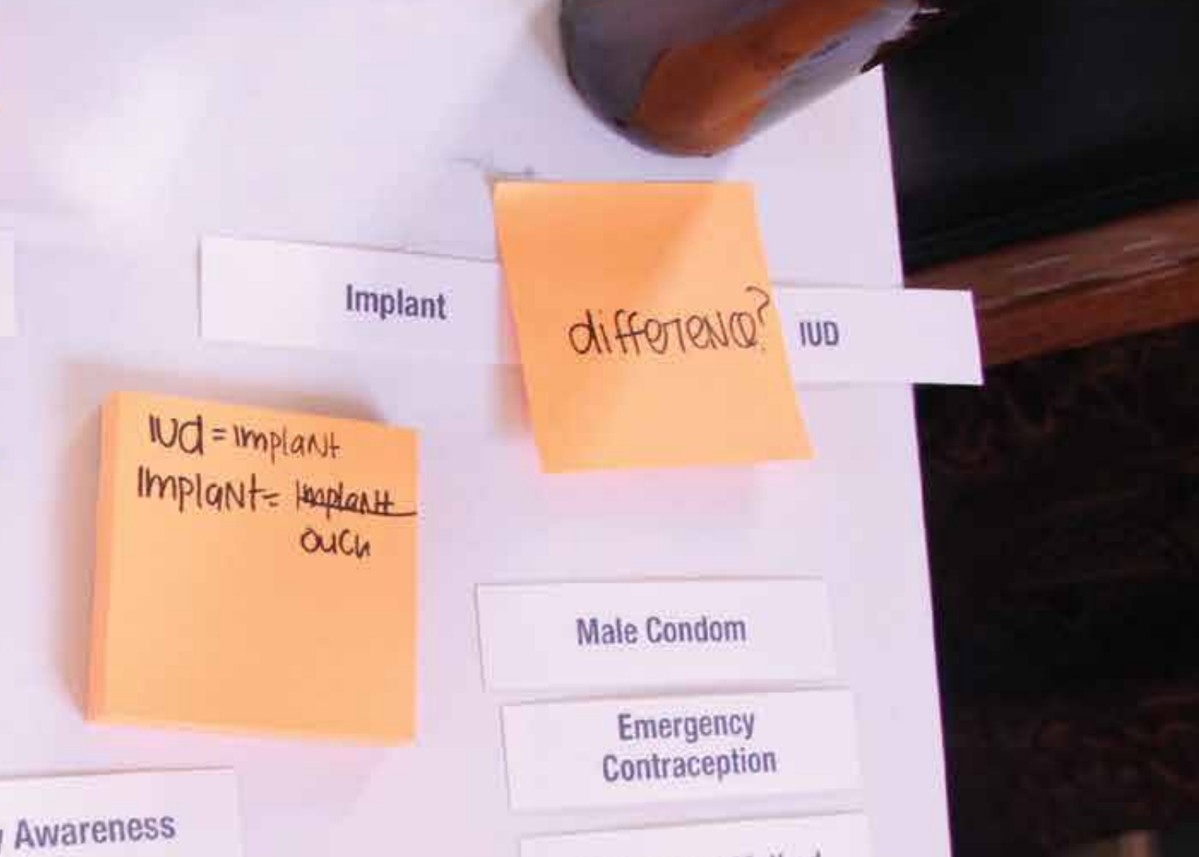Implant

difference?

IUD

IUD = implant
Implant = ~~implant~~ ouch

Male Condom

Emergency Contraception

Awareness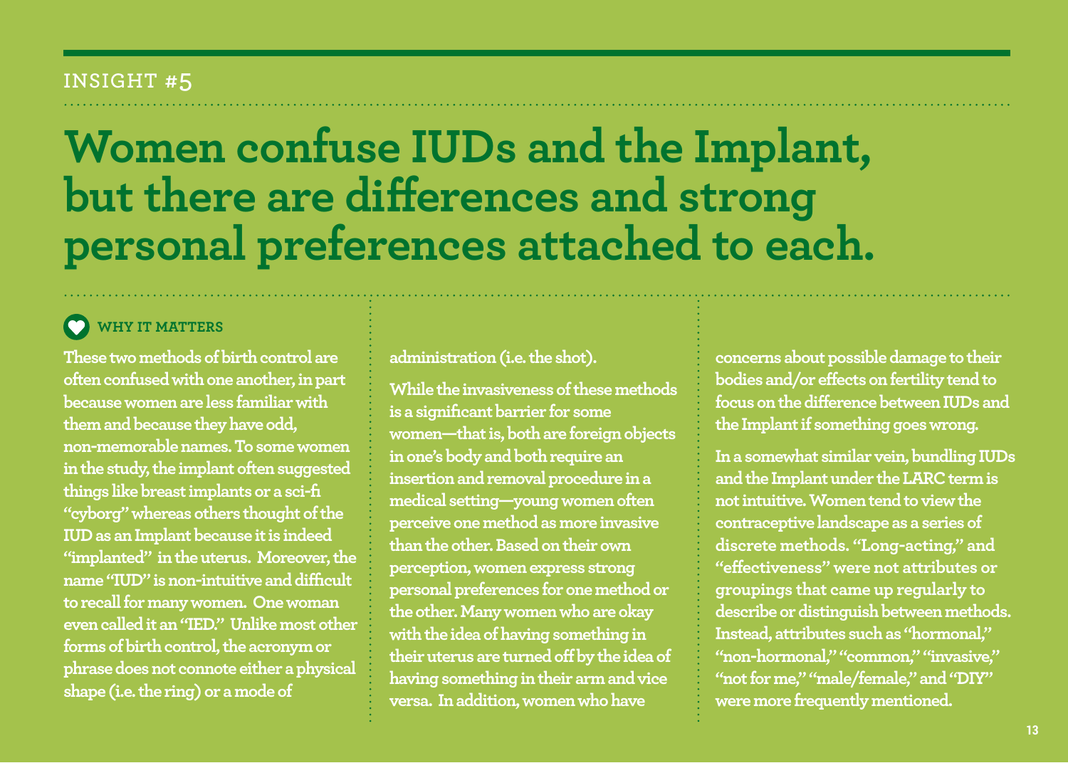INSIGHT #5

# Women confuse IUDs and the Implant, but there are differences and strong personal preferences attached to each.

### WHY IT MATTERS

These two methods of birth control are often confused with one another, in part because women are less familiar with them and because they have odd, non-memorable names. To some women in the study, the implant often suggested things like breast implants or a sci-fi "cyborg" whereas others thought of the IUD as an Implant because it is indeed "implanted" in the uterus. Moreover, the name "IUD" is non-intuitive and difficult to recall for many women. One woman even called it an "IED." Unlike most other forms of birth control, the acronym or phrase does not connote either a physical shape (i.e. the ring) or a mode of administration (i.e. the shot).

While the invasiveness of these methods is a significant barrier for some women—that is, both are foreign objects in one's body and both require an insertion and removal procedure in a medical setting—young women often perceive one method as more invasive than the other. Based on their own perception, women express strong personal preferences for one method or the other. Many women who are okay with the idea of having something in their uterus are turned off by the idea of having something in their arm and vice versa. In addition, women who have concerns about possible damage to their bodies and/or effects on fertility tend to focus on the difference between IUDs and the Implant if something goes wrong.

In a somewhat similar vein, bundling IUDs and the Implant under the LARC term is not intuitive. Women tend to view the contraceptive landscape as a series of discrete methods. "Long-acting," and "effectiveness" were not attributes or groupings that came up regularly to describe or distinguish between methods. Instead, attributes such as "hormonal," "non-hormonal," "common," "invasive," "not for me," "male/female," and "DIY" were more frequently mentioned.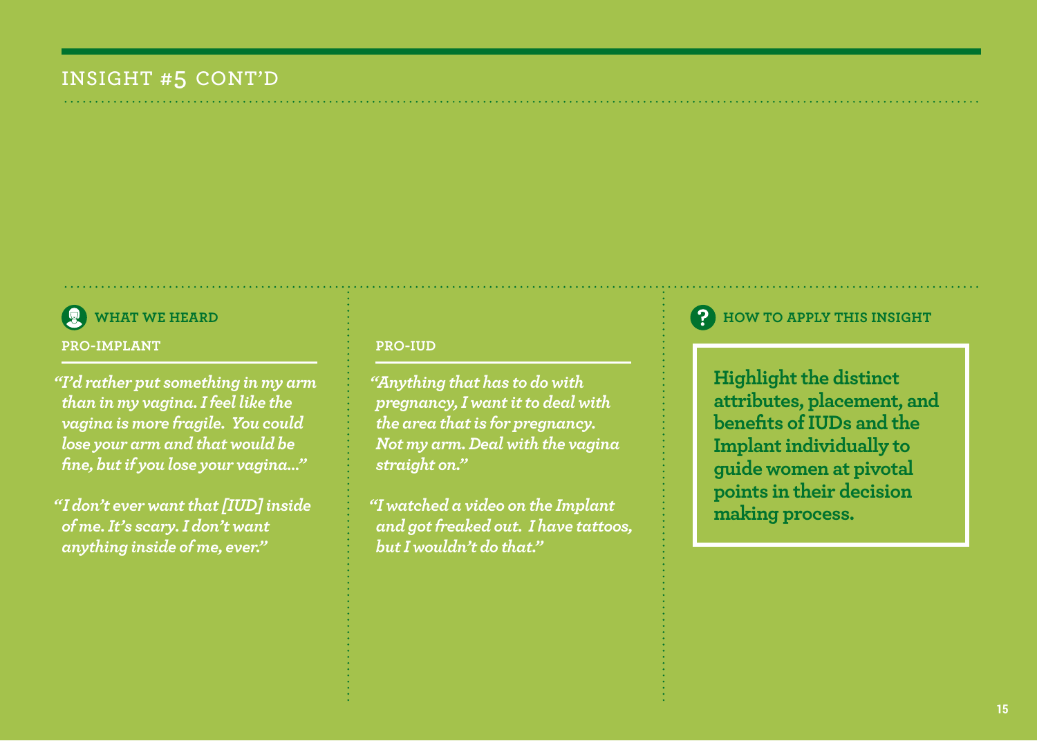## INSIGHT #5 CONT'D

### WHAT WE HEARD

#### PRO-IMPLANT

*"I'd rather put something in my arm than in my vagina. I feel like the vagina is more fragile. You could lose your arm and that would be fine, but if you lose your vagina..."*

*"I don't ever want that [IUD] inside of me. It's scary. I don't want anything inside of me, ever."*

#### PRO-IUD

*"Anything that has to do with pregnancy, I want it to deal with the area that is for pregnancy. Not my arm. Deal with the vagina straight on."*

*"I watched a video on the Implant and got freaked out. I have tattoos, but I wouldn't do that."*

### HOW TO APPLY THIS INSIGHT

**Highlight the distinct attributes, placement, and benefits of IUDs and the Implant individually to guide women at pivotal points in their decision making process.**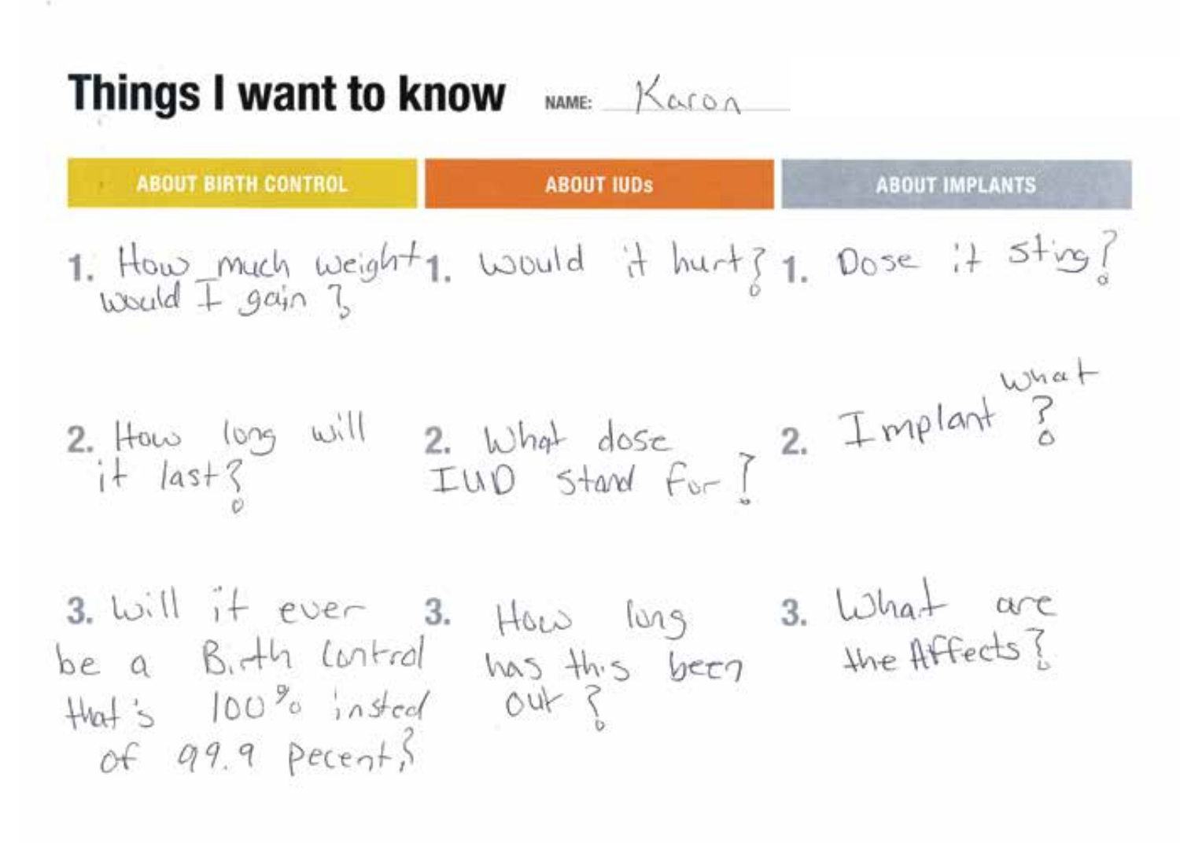# Things I want to know

**NAME:** Karon

| ABOUT BIRTH CONTROL | ABOUT IUDs | ABOUT IMPLANTS |
|---|---|---|
| 1. How much weight would I gain ? | 1. would it hurt? | 1. Dose it sting? |
| 2. How long will it last? | 2. What dose IUD stand for? | 2. Implant what? |
| 3. will it ever be a Birth Control that's 100% insted of 99.9 pecent? | 3. How long has this been out? | 3. What are the Affects? |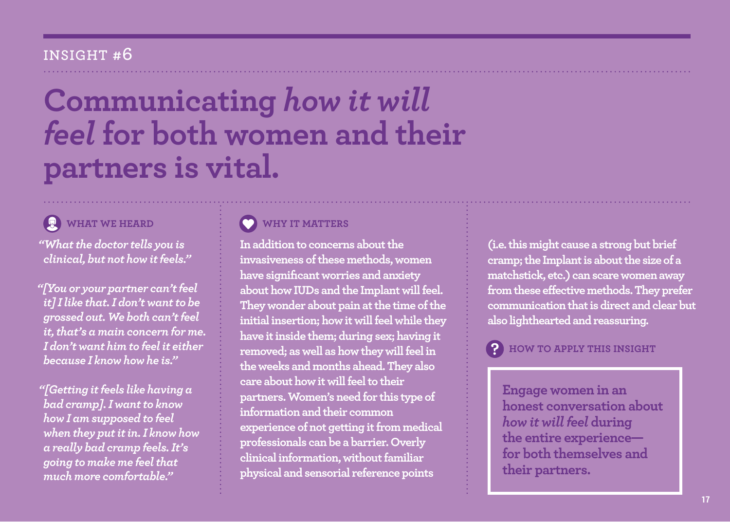INSIGHT #6

# Communicating *how it will feel* for both women and their partners is vital.

### WHAT WE HEARD

*"What the doctor tells you is clinical, but not how it feels."*

*"[You or your partner can't feel it] I like that. I don't want to be grossed out. We both can't feel it, that's a main concern for me. I don't want him to feel it either because I know how he is."*

*"[Getting it feels like having a bad cramp]. I want to know how I am supposed to feel when they put it in. I know how a really bad cramp feels. It's going to make me feel that much more comfortable."*

### WHY IT MATTERS

In addition to concerns about the invasiveness of these methods, women have significant worries and anxiety about how IUDs and the Implant will feel. They wonder about pain at the time of the initial insertion; how it will feel while they have it inside them; during sex; having it removed; as well as how they will feel in the weeks and months ahead. They also care about how it will feel to their partners. Women's need for this type of information and their common experience of not getting it from medical professionals can be a barrier. Overly clinical information, without familiar physical and sensorial reference points (i.e. this might cause a strong but brief cramp; the Implant is about the size of a matchstick, etc.) can scare women away from these effective methods. They prefer communication that is direct and clear but also lighthearted and reassuring.

### HOW TO APPLY THIS INSIGHT

**Engage women in an honest conversation about *how it will feel* during the entire experience—for both themselves and their partners.**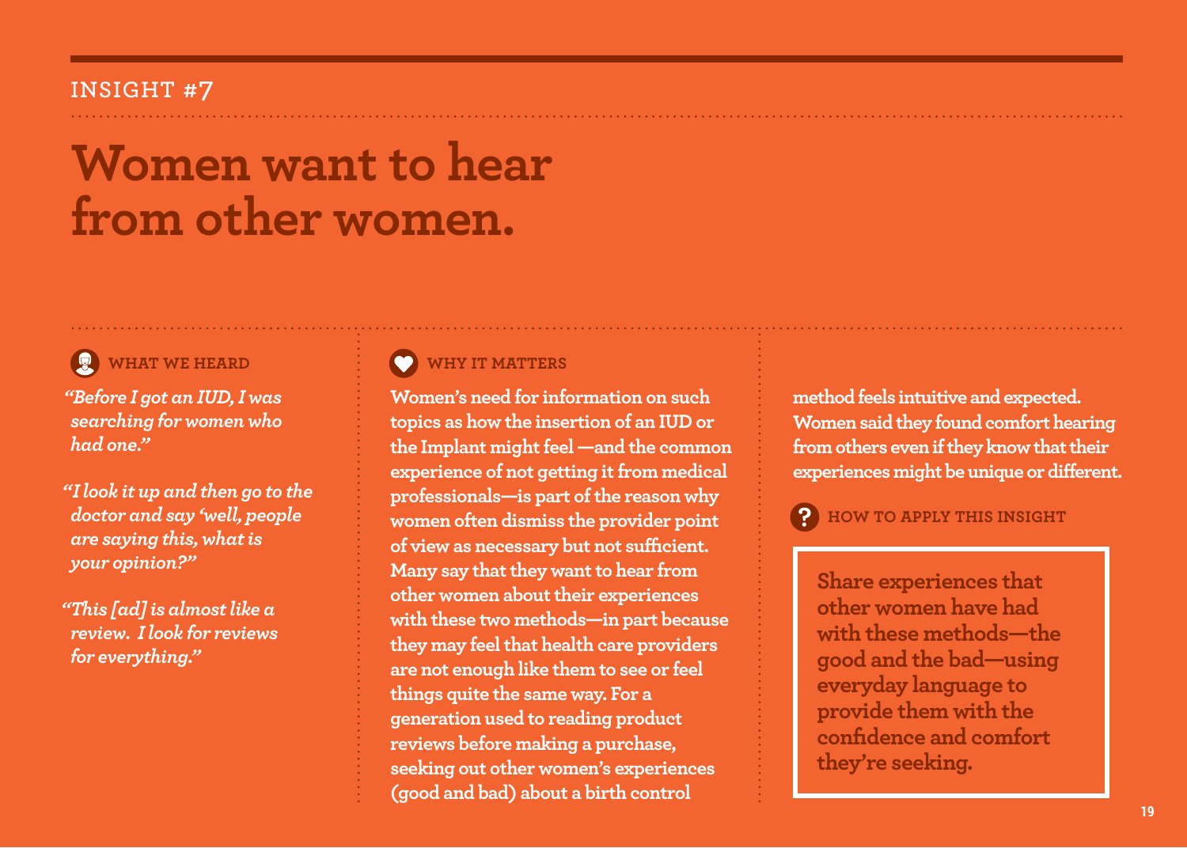INSIGHT #7

# Women want to hear from other women.

### WHAT WE HEARD

*"Before I got an IUD, I was searching for women who had one."*

*"I look it up and then go to the doctor and say 'well, people are saying this, what is your opinion?'"*

*"This [ad] is almost like a review. I look for reviews for everything."*

### WHY IT MATTERS

Women's need for information on such topics as how the insertion of an IUD or the Implant might feel —and the common experience of not getting it from medical professionals—is part of the reason why women often dismiss the provider point of view as necessary but not sufficient. Many say that they want to hear from other women about their experiences with these two methods—in part because they may feel that health care providers are not enough like them to see or feel things quite the same way. For a generation used to reading product reviews before making a purchase, seeking out other women's experiences (good and bad) about a birth control method feels intuitive and expected. Women said they found comfort hearing from others even if they know that their experiences might be unique or different.

### HOW TO APPLY THIS INSIGHT

**Share experiences that other women have had with these methods—the good and the bad—using everyday language to provide them with the confidence and comfort they're seeking.**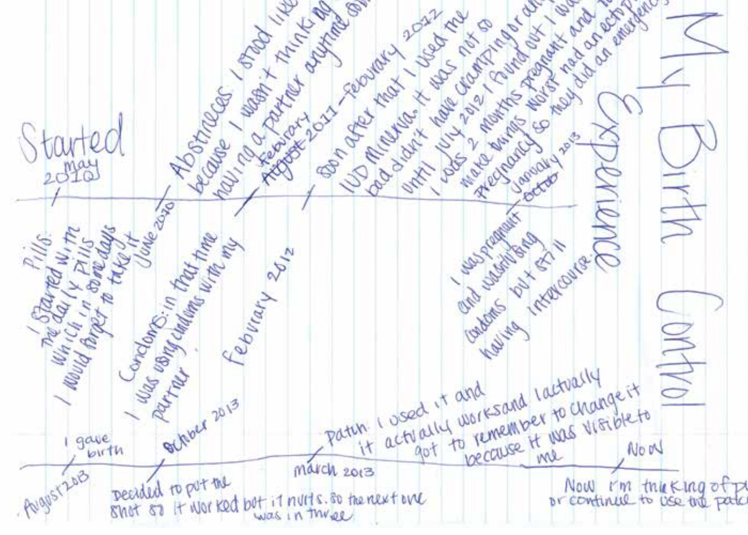# My Birth Control Experience

**Started** May 2010

**Pills:** I started with the daily pills which in some days I would forget to take it

**June 2010** — Abstineces: I stood like because I wasn't thinking having a partner anytime soon

**Condoms:** in that time I was using condoms with my partner

~~August~~ February 2011 – February 2012

**February 2012** — Soon after that I used the IUD Mirena. It was not so bad didn't have cramping or any until July 2012 I found out I was I was 2 months pregnant and to make things worst had an ectopic pregnancy so they did an emergency

January 2013 ~~Octob~~ — I was pregnant and wasn't using condoms but still having intercourse.

---

**August 2013** — I gave birth

**October 2013** — Decided to put the shot so it worked but it hurts. So the next one was in three

**March 2013** — Patch: I used it and it actually works and I actually got to remember to change it because it was visible to me

**Now** — Now I'm thinking of p[...] or continue to use the patc[...]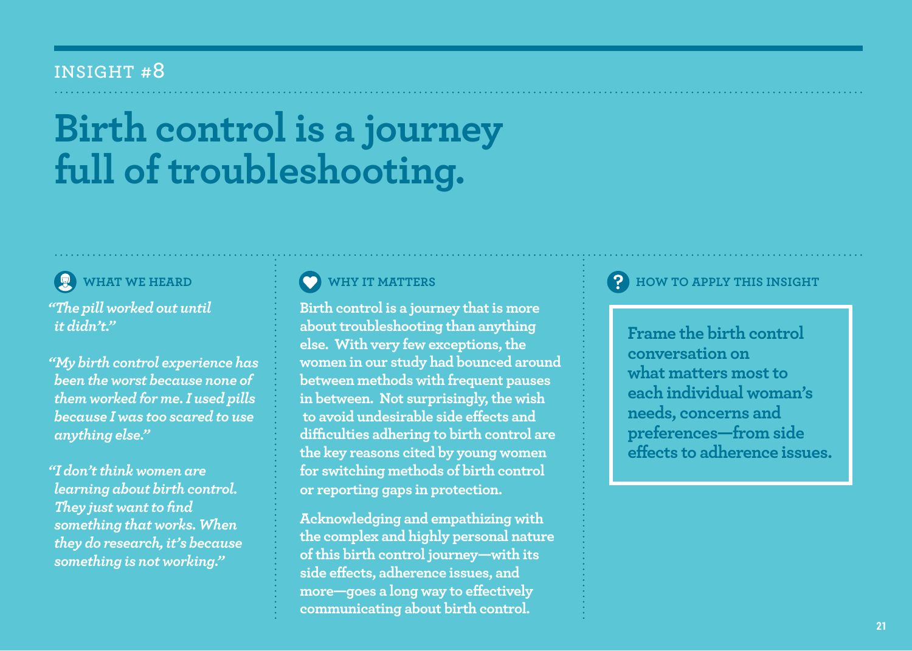INSIGHT #8

# Birth control is a journey full of troubleshooting.

### WHAT WE HEARD

*"The pill worked out until it didn't."*

*"My birth control experience has been the worst because none of them worked for me. I used pills because I was too scared to use anything else."*

*"I don't think women are learning about birth control. They just want to find something that works. When they do research, it's because something is not working."*

### WHY IT MATTERS

Birth control is a journey that is more about troubleshooting than anything else. With very few exceptions, the women in our study had bounced around between methods with frequent pauses in between. Not surprisingly, the wish to avoid undesirable side effects and difficulties adhering to birth control are the key reasons cited by young women for switching methods of birth control or reporting gaps in protection.

Acknowledging and empathizing with the complex and highly personal nature of this birth control journey—with its side effects, adherence issues, and more—goes a long way to effectively communicating about birth control.

### HOW TO APPLY THIS INSIGHT

**Frame the birth control conversation on what matters most to each individual woman's needs, concerns and preferences—from side effects to adherence issues.**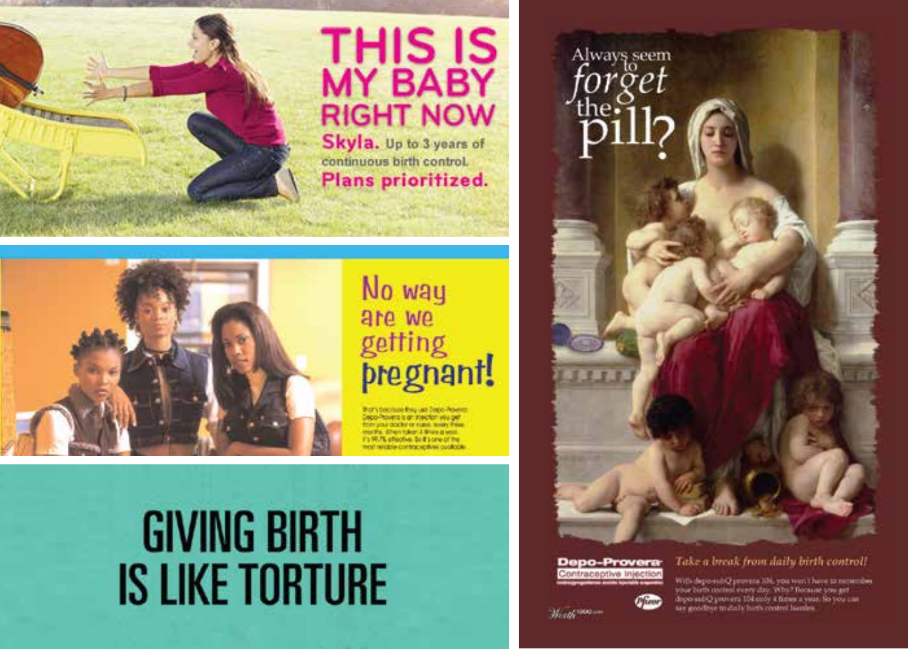THIS IS MY BABY RIGHT NOW

**Skyla.** Up to 3 years of continuous birth control.

**Plans prioritized.**

No way are we getting pregnant!

That's because they use Depo-Provera. Depo-Provera is an injection you get from your doctor or nurse, every three months. When taken 4 times a year, it's 99.7% effective. So it's one of the most reliable contraceptives available.

GIVING BIRTH IS LIKE TORTURE

Always seem to *forget* the pill?

**Depo-Provera**
Contraceptive Injection
medroxyprogesterone acetate injectable suspension

*Take a break from daily birth control!*

With depo-subQ provera 104, you won't have to remember your birth control every day. Why? Because you get depo-subQ provera 104 only 4 times a year. So you can say goodbye to daily birth control hassles.

Pfizer

Worth1000.com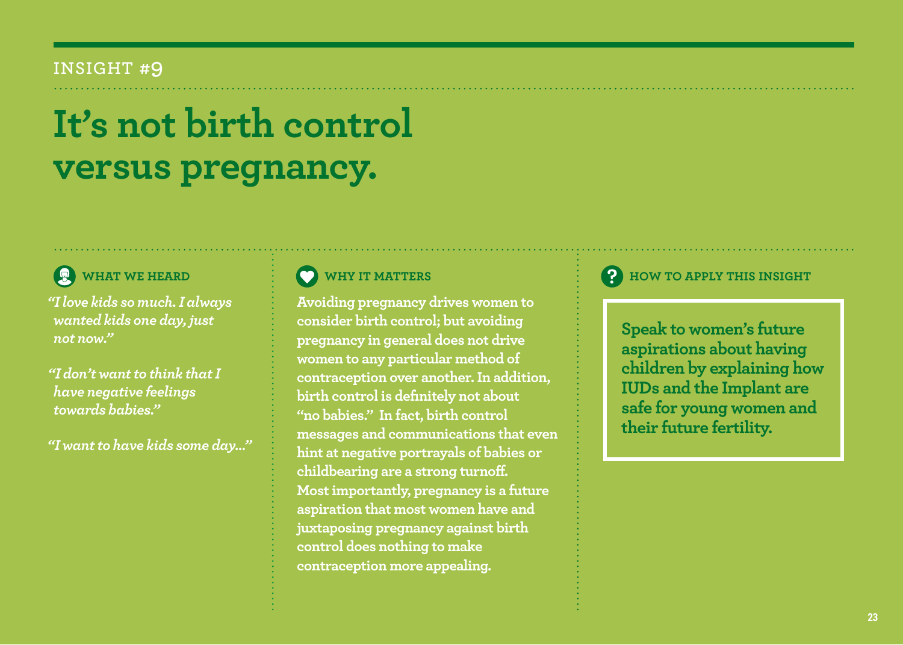INSIGHT #9

# It's not birth control versus pregnancy.

### WHAT WE HEARD

*"I love kids so much. I always wanted kids one day, just not now."*

*"I don't want to think that I have negative feelings towards babies."*

*"I want to have kids some day…"*

### WHY IT MATTERS

**Avoiding pregnancy drives women to consider birth control; but avoiding pregnancy in general does not drive women to any particular method of contraception over another. In addition, birth control is definitely not about "no babies." In fact, birth control messages and communications that even hint at negative portrayals of babies or childbearing are a strong turnoff. Most importantly, pregnancy is a future aspiration that most women have and juxtaposing pregnancy against birth control does nothing to make contraception more appealing.**

### HOW TO APPLY THIS INSIGHT

**Speak to women's future aspirations about having children by explaining how IUDs and the Implant are safe for young women and their future fertility.**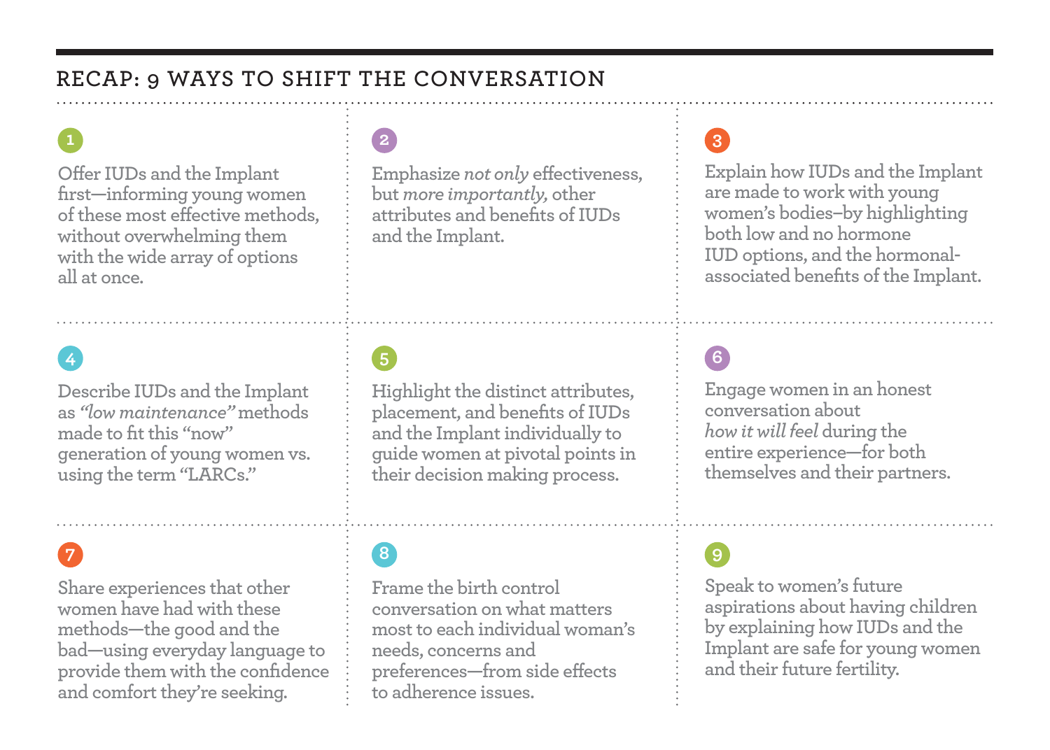## RECAP: 9 WAYS TO SHIFT THE CONVERSATION

1. Offer IUDs and the Implant first—informing young women of these most effective methods, without overwhelming them with the wide array of options all at once.

2. Emphasize *not only* effectiveness, but *more importantly,* other attributes and benefits of IUDs and the Implant.

3. Explain how IUDs and the Implant are made to work with young women's bodies–by highlighting both low and no hormone IUD options, and the hormonal-associated benefits of the Implant.

4. Describe IUDs and the Implant as *"low maintenance"* methods made to fit this "now" generation of young women vs. using the term "LARCs."

5. Highlight the distinct attributes, placement, and benefits of IUDs and the Implant individually to guide women at pivotal points in their decision making process.

6. Engage women in an honest conversation about *how it will feel* during the entire experience—for both themselves and their partners.

7. Share experiences that other women have had with these methods—the good and the bad—using everyday language to provide them with the confidence and comfort they're seeking.

8. Frame the birth control conversation on what matters most to each individual woman's needs, concerns and preferences—from side effects to adherence issues.

9. Speak to women's future aspirations about having children by explaining how IUDs and the Implant are safe for young women and their future fertility.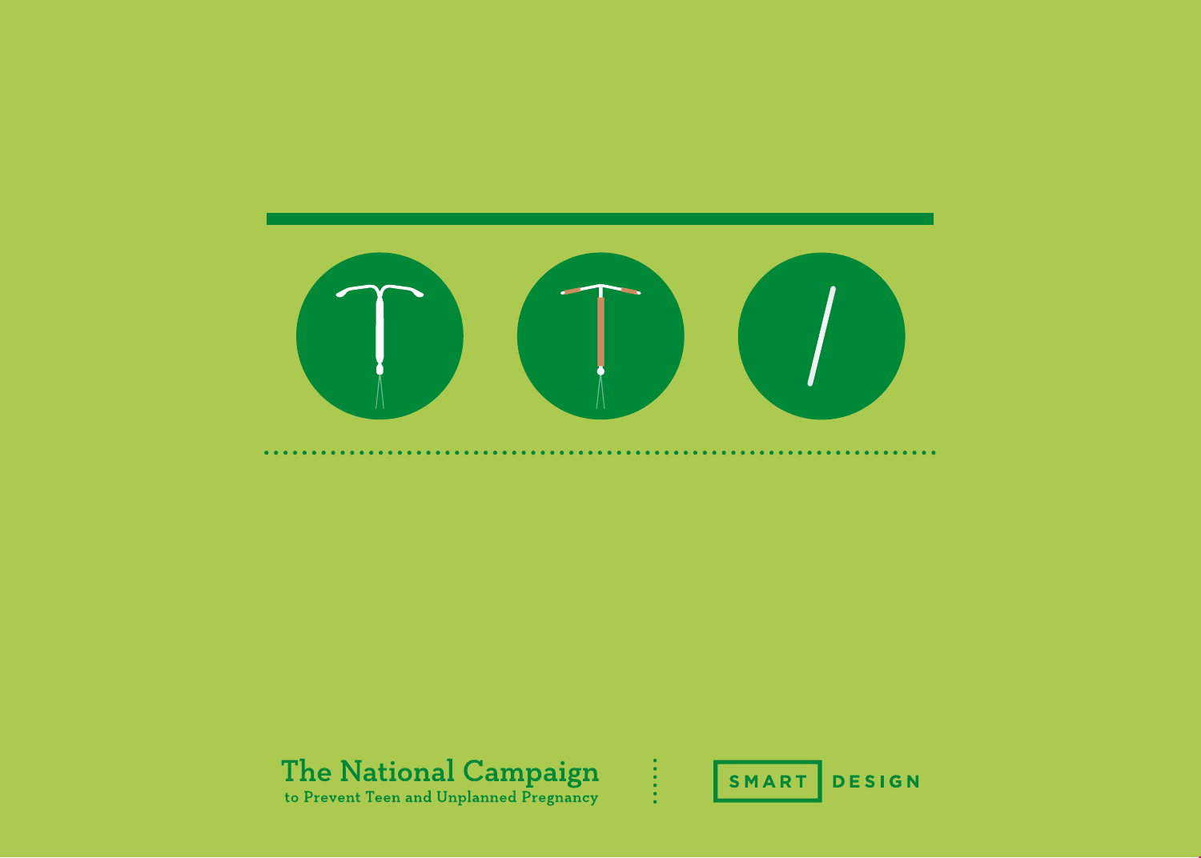The National Campaign
to Prevent Teen and Unplanned Pregnancy

SMART DESIGN